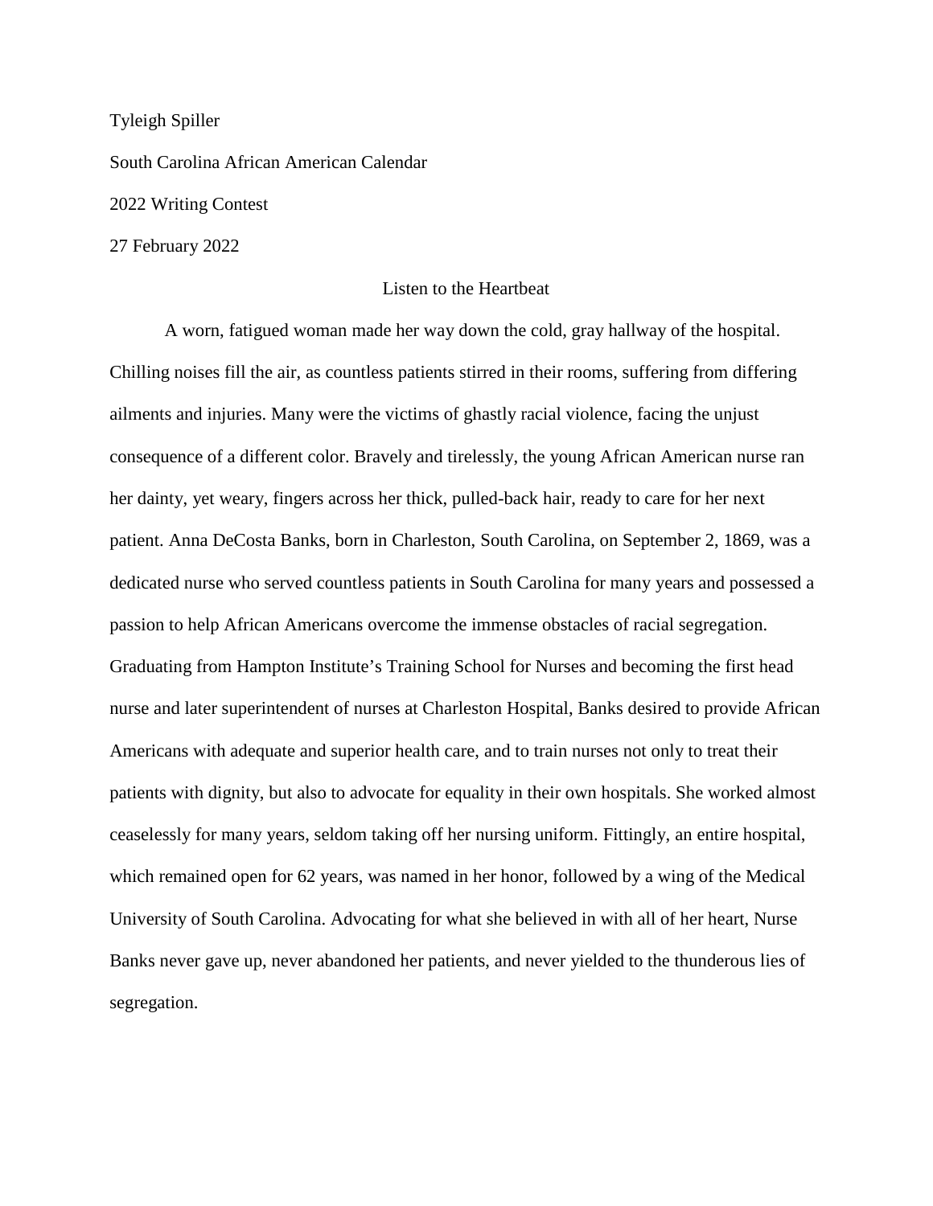Tyleigh Spiller

South Carolina African American Calendar

2022 Writing Contest

27 February 2022

# Listen to the Heartbeat

A worn, fatigued woman made her way down the cold, gray hallway of the hospital. Chilling noises fill the air, as countless patients stirred in their rooms, suffering from differing ailments and injuries. Many were the victims of ghastly racial violence, facing the unjust consequence of a different color. Bravely and tirelessly, the young African American nurse ran her dainty, yet weary, fingers across her thick, pulled-back hair, ready to care for her next patient. Anna DeCosta Banks, born in Charleston, South Carolina, on September 2, 1869, was a dedicated nurse who served countless patients in South Carolina for many years and possessed a passion to help African Americans overcome the immense obstacles of racial segregation. Graduating from Hampton Institute's Training School for Nurses and becoming the first head nurse and later superintendent of nurses at Charleston Hospital, Banks desired to provide African Americans with adequate and superior health care, and to train nurses not only to treat their patients with dignity, but also to advocate for equality in their own hospitals. She worked almost ceaselessly for many years, seldom taking off her nursing uniform. Fittingly, an entire hospital, which remained open for 62 years, was named in her honor, followed by a wing of the Medical University of South Carolina. Advocating for what she believed in with all of her heart, Nurse Banks never gave up, never abandoned her patients, and never yielded to the thunderous lies of segregation.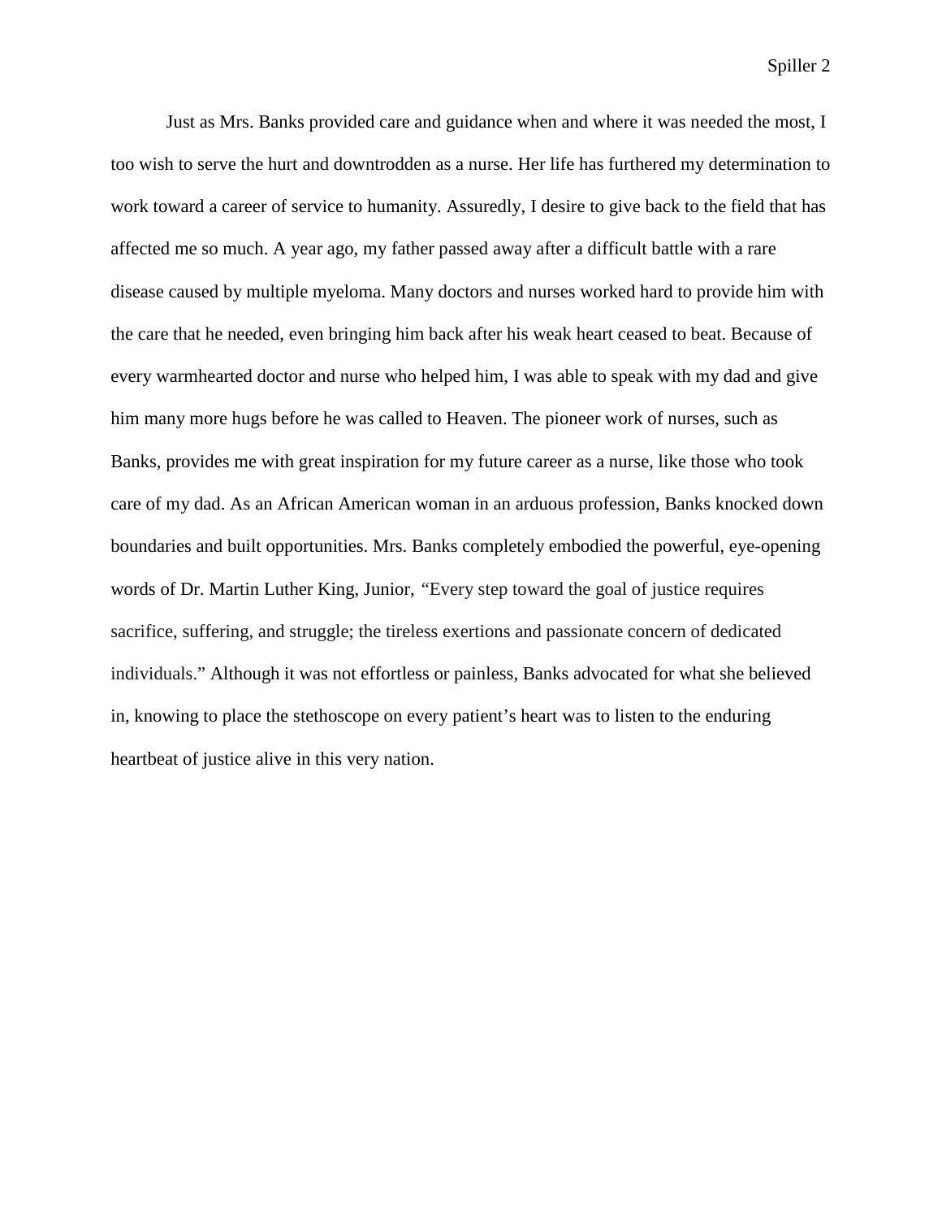Just as Mrs. Banks provided care and guidance when and where it was needed the most, I too wish to serve the hurt and downtrodden as a nurse. Her life has furthered my determination to work toward a career of service to humanity. Assuredly, I desire to give back to the field that has affected me so much. A year ago, my father passed away after a difficult battle with a rare disease caused by multiple myeloma. Many doctors and nurses worked hard to provide him with the care that he needed, even bringing him back after his weak heart ceased to beat. Because of every warmhearted doctor and nurse who helped him, I was able to speak with my dad and give him many more hugs before he was called to Heaven. The pioneer work of nurses, such as Banks, provides me with great inspiration for my future career as a nurse, like those who took care of my dad. As an African American woman in an arduous profession, Banks knocked down boundaries and built opportunities. Mrs. Banks completely embodied the powerful, eye-opening words of Dr. Martin Luther King, Junior, "Every step toward the goal of justice requires sacrifice, suffering, and struggle; the tireless exertions and passionate concern of dedicated individuals." Although it was not effortless or painless, Banks advocated for what she believed in, knowing to place the stethoscope on every patient's heart was to listen to the enduring heartbeat of justice alive in this very nation.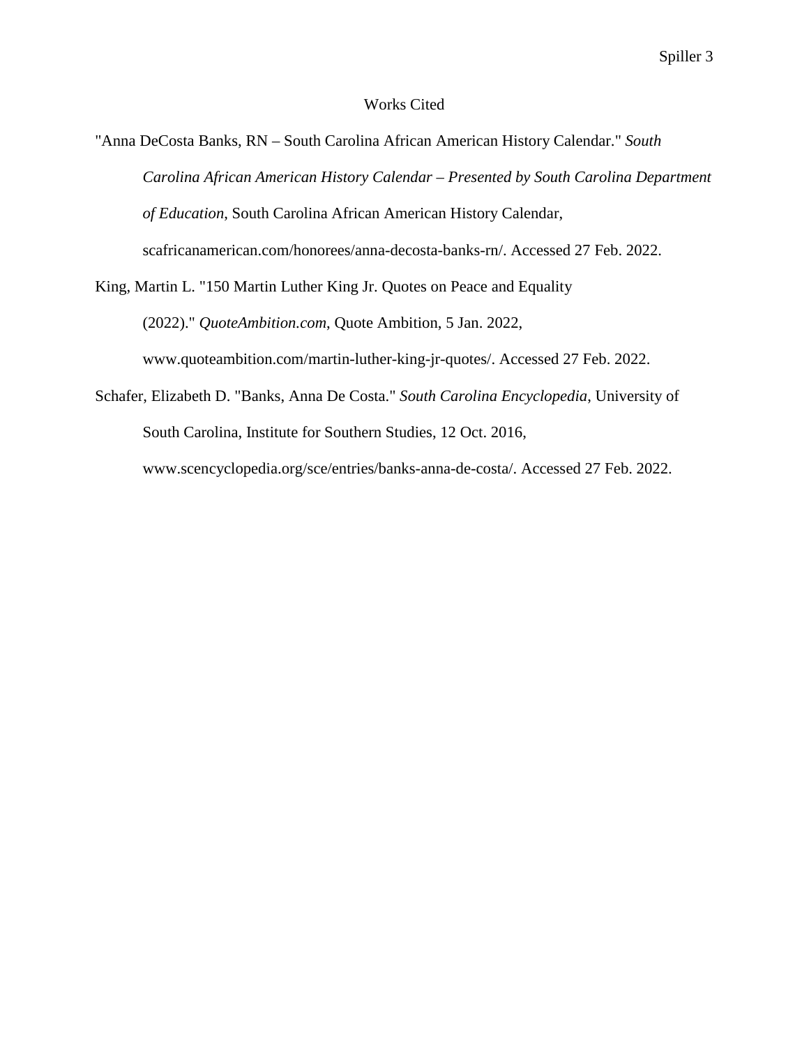# Works Cited

"Anna DeCosta Banks, RN – South Carolina African American History Calendar." *South Carolina African American History Calendar – Presented by South Carolina Department of Education*, South Carolina African American History Calendar, scafricanamerican.com/honorees/anna-decosta-banks-rn/. Accessed 27 Feb. 2022.

King, Martin L. "150 Martin Luther King Jr. Quotes on Peace and Equality (2022)." *QuoteAmbition.com*, Quote Ambition, 5 Jan. 2022, www.quoteambition.com/martin-luther-king-jr-quotes/. Accessed 27 Feb. 2022.

Schafer, Elizabeth D. "Banks, Anna De Costa." *South Carolina Encyclopedia*, University of South Carolina, Institute for Southern Studies, 12 Oct. 2016, www.scencyclopedia.org/sce/entries/banks-anna-de-costa/. Accessed 27 Feb. 2022.